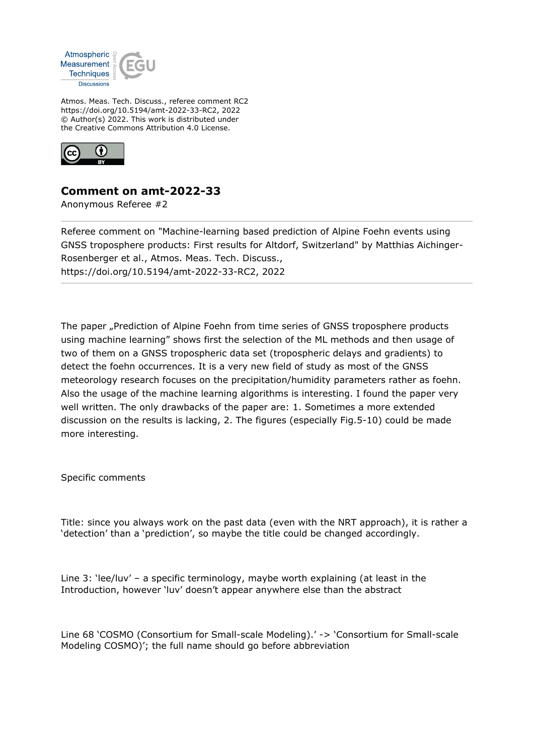Atmospheric Measurement Techniques Discussions

Atmos. Meas. Tech. Discuss., referee comment RC2
https://doi.org/10.5194/amt-2022-33-RC2, 2022
© Author(s) 2022. This work is distributed under
the Creative Commons Attribution 4.0 License.

## Comment on amt-2022-33

Anonymous Referee #2

---

Referee comment on "Machine-learning based prediction of Alpine Foehn events using GNSS troposphere products: First results for Altdorf, Switzerland" by Matthias Aichinger-Rosenberger et al., Atmos. Meas. Tech. Discuss., https://doi.org/10.5194/amt-2022-33-RC2, 2022

---

The paper „Prediction of Alpine Foehn from time series of GNSS troposphere products using machine learning" shows first the selection of the ML methods and then usage of two of them on a GNSS tropospheric data set (tropospheric delays and gradients) to detect the foehn occurrences. It is a very new field of study as most of the GNSS meteorology research focuses on the precipitation/humidity parameters rather as foehn. Also the usage of the machine learning algorithms is interesting. I found the paper very well written. The only drawbacks of the paper are: 1. Sometimes a more extended discussion on the results is lacking, 2. The figures (especially Fig.5-10) could be made more interesting.

Specific comments

Title: since you always work on the past data (even with the NRT approach), it is rather a 'detection' than a 'prediction', so maybe the title could be changed accordingly.

Line 3: 'lee/luv' – a specific terminology, maybe worth explaining (at least in the Introduction, however 'luv' doesn't appear anywhere else than the abstract

Line 68 'COSMO (Consortium for Small-scale Modeling).' -> 'Consortium for Small-scale Modeling COSMO)'; the full name should go before abbreviation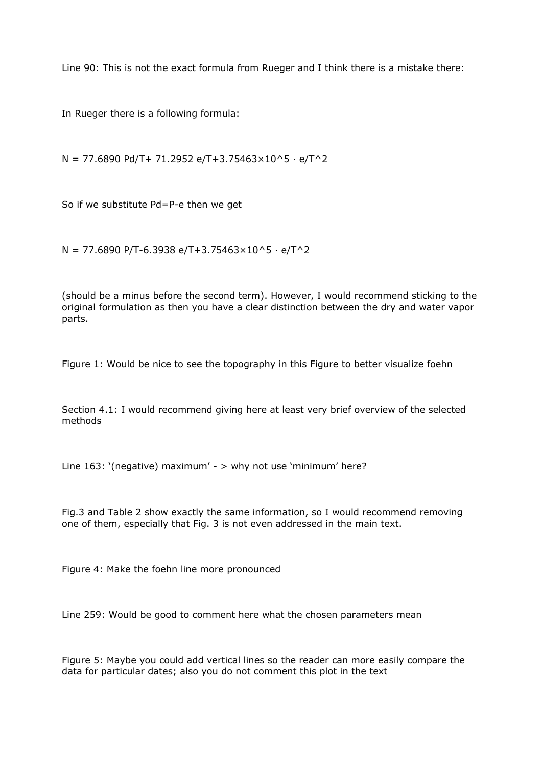Line 90: This is not the exact formula from Rueger and I think there is a mistake there:

In Rueger there is a following formula:

$$N = 77.6890\, P_d/T + 71.2952\, e/T + 3.75463 \times 10^5 \cdot e/T^2$$

So if we substitute $P_d = P - e$ then we get

$$N = 77.6890\, P/T - 6.3938\, e/T + 3.75463 \times 10^5 \cdot e/T^2$$

(should be a minus before the second term). However, I would recommend sticking to the original formulation as then you have a clear distinction between the dry and water vapor parts.

Figure 1: Would be nice to see the topography in this Figure to better visualize foehn

Section 4.1: I would recommend giving here at least very brief overview of the selected methods

Line 163: '(negative) maximum' - > why not use 'minimum' here?

Fig.3 and Table 2 show exactly the same information, so I would recommend removing one of them, especially that Fig. 3 is not even addressed in the main text.

Figure 4: Make the foehn line more pronounced

Line 259: Would be good to comment here what the chosen parameters mean

Figure 5: Maybe you could add vertical lines so the reader can more easily compare the data for particular dates; also you do not comment this plot in the text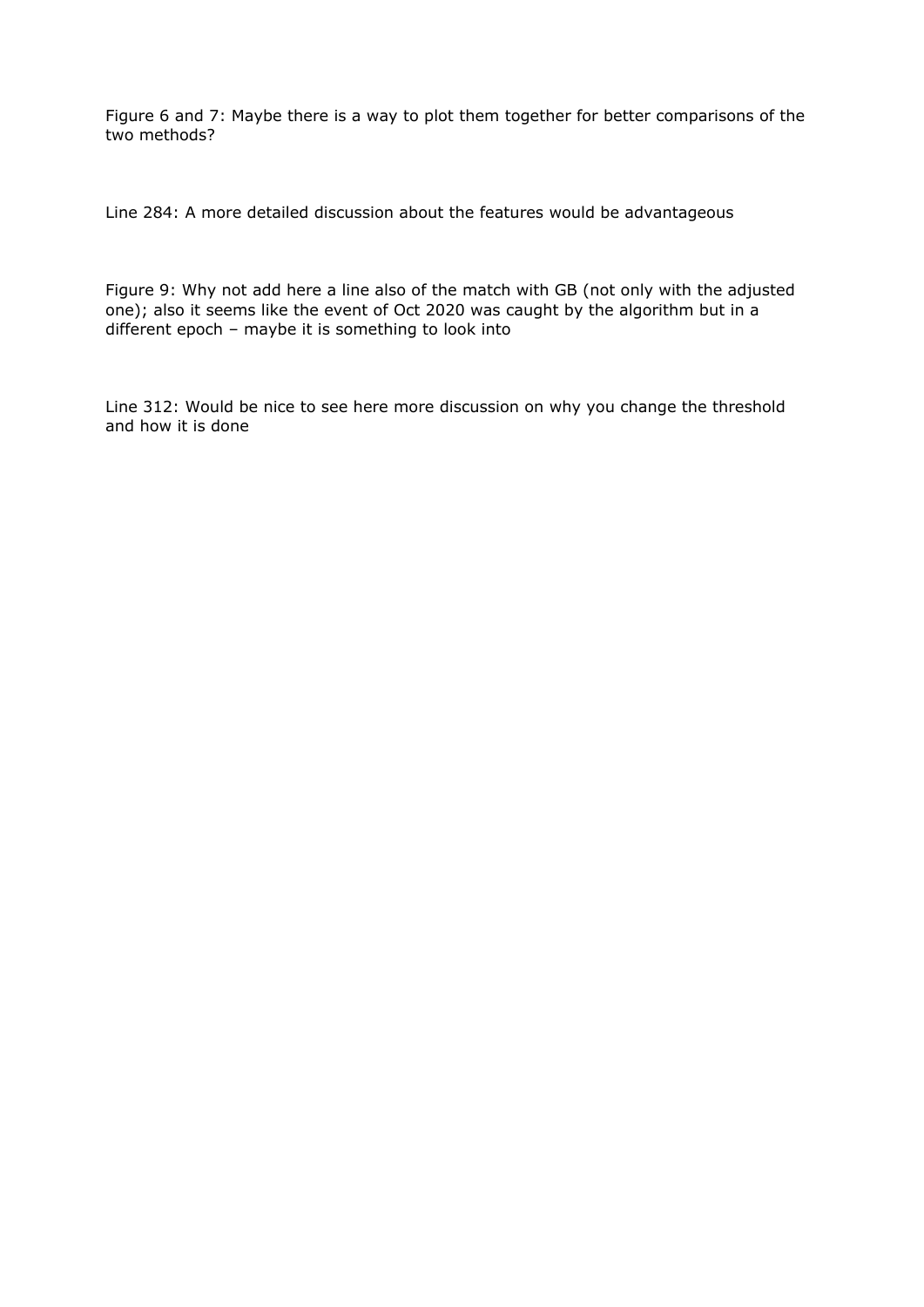Figure 6 and 7: Maybe there is a way to plot them together for better comparisons of the two methods?

Line 284: A more detailed discussion about the features would be advantageous

Figure 9: Why not add here a line also of the match with GB (not only with the adjusted one); also it seems like the event of Oct 2020 was caught by the algorithm but in a different epoch – maybe it is something to look into

Line 312: Would be nice to see here more discussion on why you change the threshold and how it is done